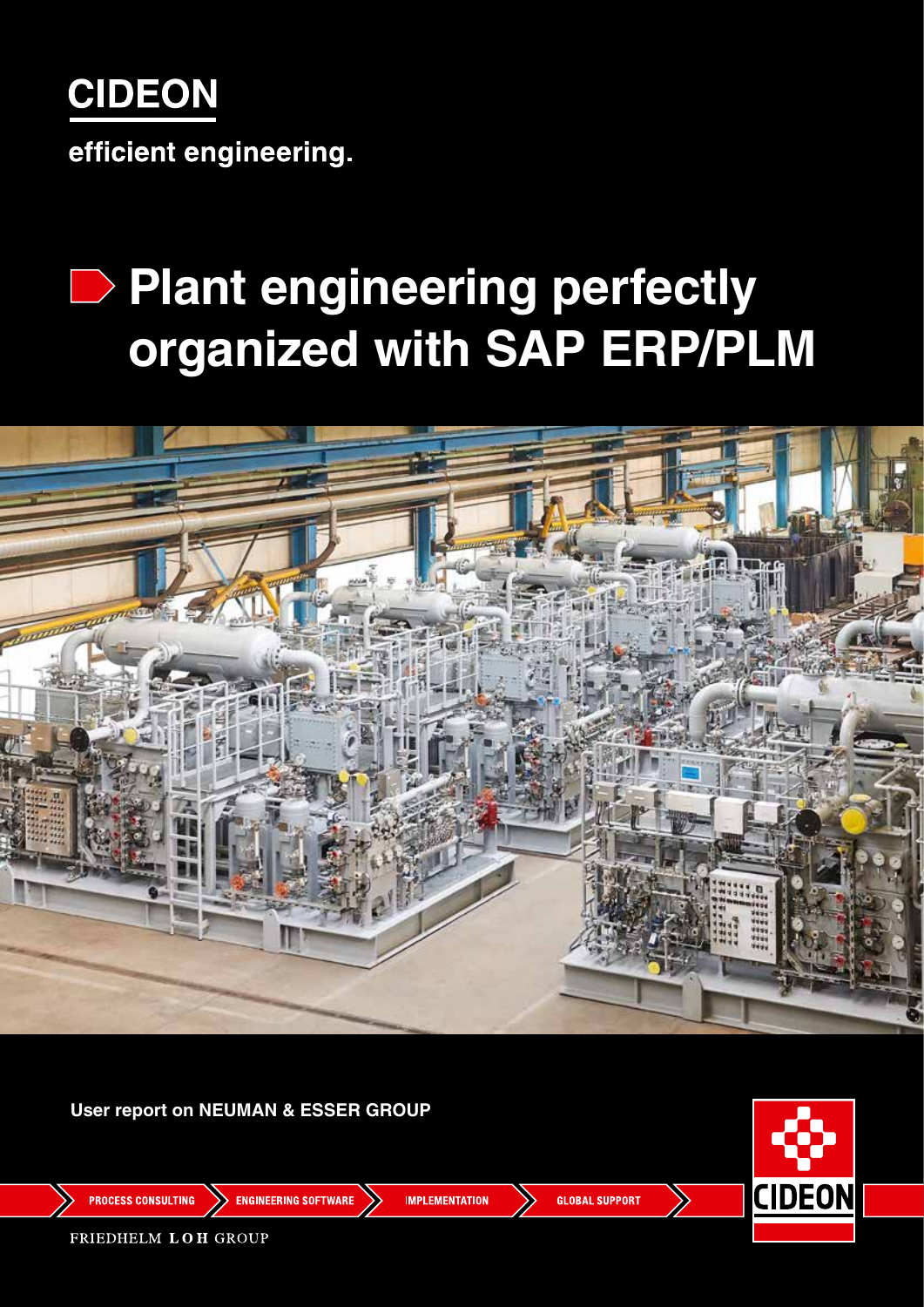CIDEON

efficient engineering.

# Plant engineering perfectly organized with SAP ERP/PLM

**User report on NEUMAN & ESSER GROUP**

PROCESS CONSULTING | ENGINEERING SOFTWARE | IMPLEMENTATION | GLOBAL SUPPORT

CIDEON

FRIEDHELM LOH GROUP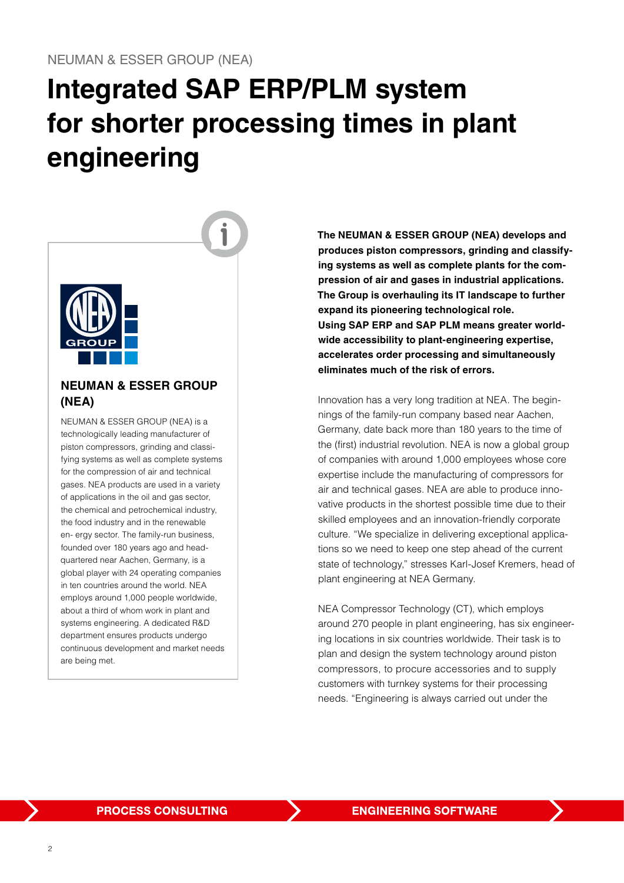NEUMAN & ESSER GROUP (NEA)

# Integrated SAP ERP/PLM system for shorter processing times in plant engineering

### NEUMAN & ESSER GROUP (NEA)

NEUMAN & ESSER GROUP (NEA) is a technologically leading manufacturer of piston compressors, grinding and classifying systems as well as complete systems for the compression of air and technical gases. NEA products are used in a variety of applications in the oil and gas sector, the chemical and petrochemical industry, the food industry and in the renewable en- ergy sector. The family-run business, founded over 180 years ago and headquartered near Aachen, Germany, is a global player with 24 operating companies in ten countries around the world. NEA employs around 1,000 people worldwide, about a third of whom work in plant and systems engineering. A dedicated R&D department ensures products undergo continuous development and market needs are being met.

**The NEUMAN & ESSER GROUP (NEA) develops and produces piston compressors, grinding and classifying systems as well as complete plants for the compression of air and gases in industrial applications. The Group is overhauling its IT landscape to further expand its pioneering technological role. Using SAP ERP and SAP PLM means greater worldwide accessibility to plant-engineering expertise, accelerates order processing and simultaneously eliminates much of the risk of errors.**

Innovation has a very long tradition at NEA. The beginnings of the family-run company based near Aachen, Germany, date back more than 180 years to the time of the (first) industrial revolution. NEA is now a global group of companies with around 1,000 employees whose core expertise include the manufacturing of compressors for air and technical gases. NEA are able to produce innovative products in the shortest possible time due to their skilled employees and an innovation-friendly corporate culture. "We specialize in delivering exceptional applications so we need to keep one step ahead of the current state of technology," stresses Karl-Josef Kremers, head of plant engineering at NEA Germany.

NEA Compressor Technology (CT), which employs around 270 people in plant engineering, has six engineering locations in six countries worldwide. Their task is to plan and design the system technology around piston compressors, to procure accessories and to supply customers with turnkey systems for their processing needs. "Engineering is always carried out under the

PROCESS CONSULTING | ENGINEERING SOFTWARE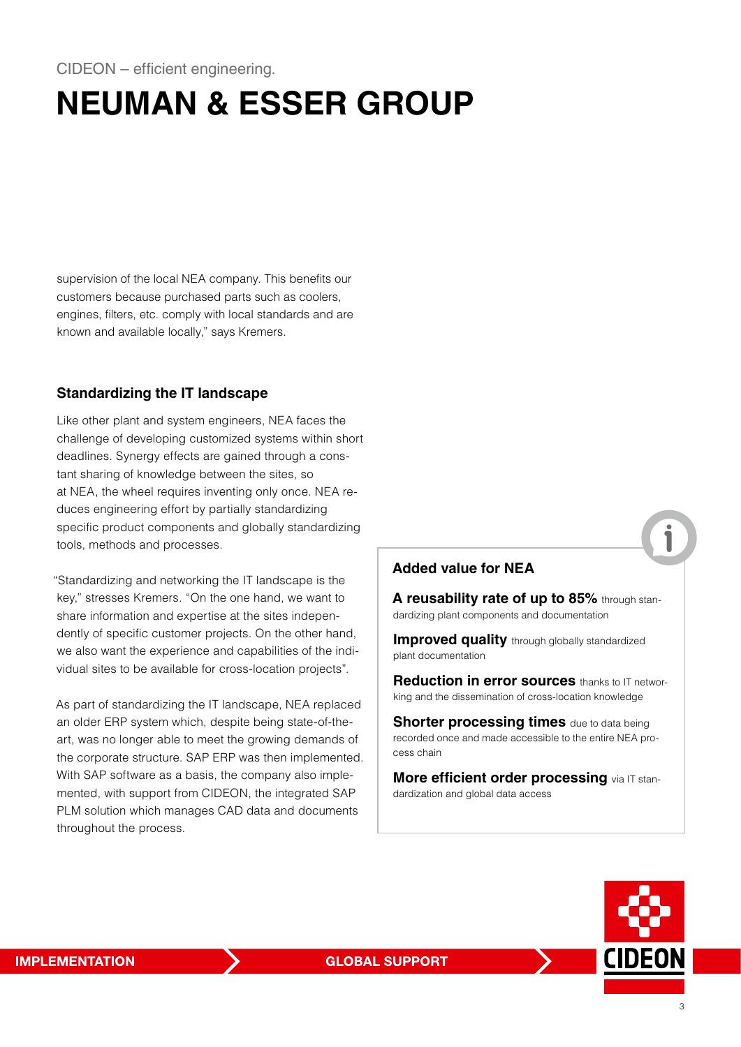CIDEON – efficient engineering.

# NEUMAN & ESSER GROUP

supervision of the local NEA company. This benefits our customers because purchased parts such as coolers, engines, filters, etc. comply with local standards and are known and available locally," says Kremers.

### Standardizing the IT landscape

Like other plant and system engineers, NEA faces the challenge of developing customized systems within short deadlines. Synergy effects are gained through a constant sharing of knowledge between the sites, so at NEA, the wheel requires inventing only once. NEA reduces engineering effort by partially standardizing specific product components and globally standardizing tools, methods and processes.

"Standardizing and networking the IT landscape is the key," stresses Kremers. "On the one hand, we want to share information and expertise at the sites independently of specific customer projects. On the other hand, we also want the experience and capabilities of the individual sites to be available for cross-location projects".

As part of standardizing the IT landscape, NEA replaced an older ERP system which, despite being state-of-the-art, was no longer able to meet the growing demands of the corporate structure. SAP ERP was then implemented. With SAP software as a basis, the company also implemented, with support from CIDEON, the integrated SAP PLM solution which manages CAD data and documents throughout the process.

### Added value for NEA

**A reusability rate of up to 85%** through standardizing plant components and documentation

**Improved quality** through globally standardized plant documentation

**Reduction in error sources** thanks to IT networking and the dissemination of cross-location knowledge

**Shorter processing times** due to data being recorded once and made accessible to the entire NEA process chain

**More efficient order processing** via IT standardization and global data access

**IMPLEMENTATION** **GLOBAL SUPPORT**

CIDEON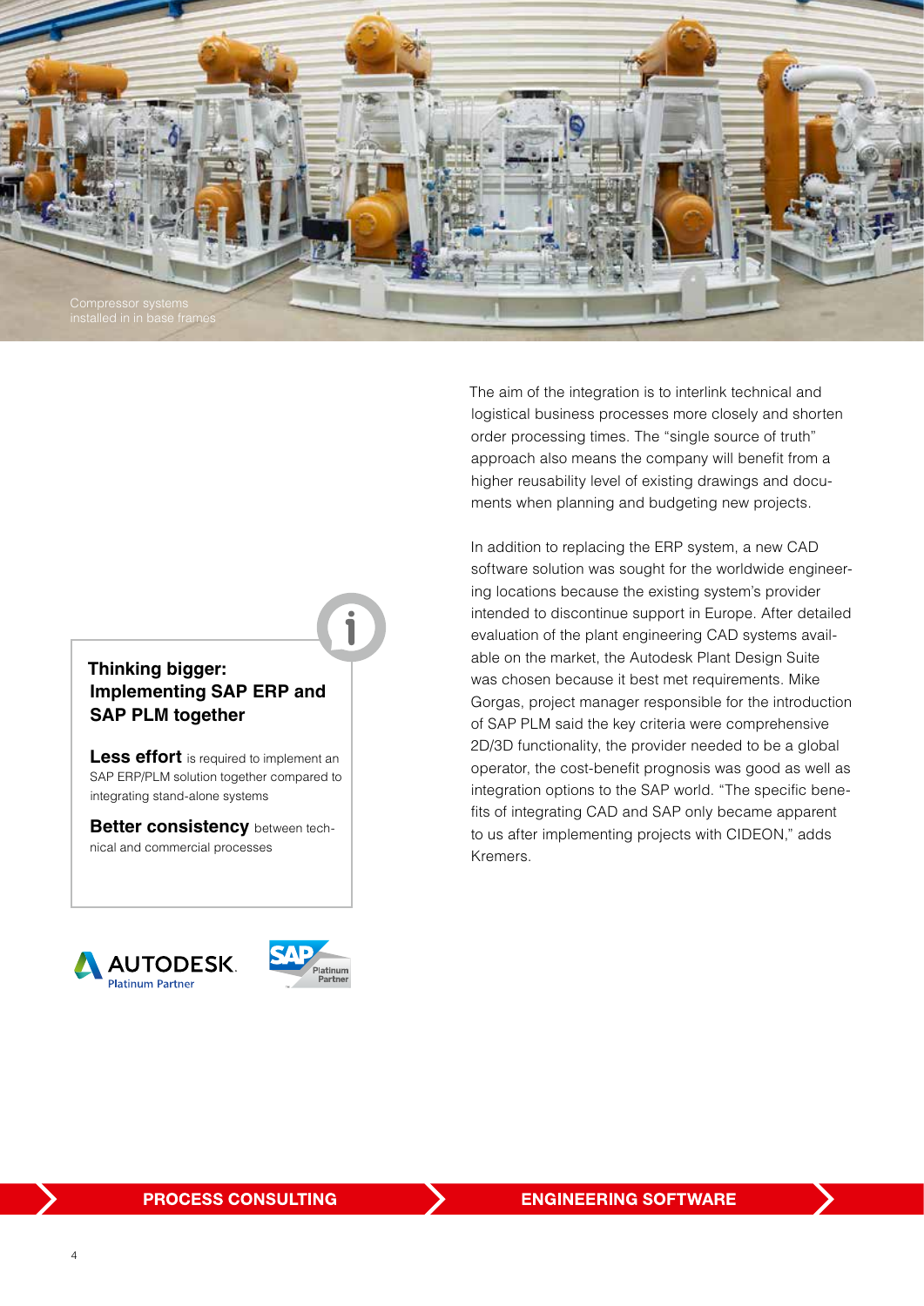Compressor systems installed in in base frames

The aim of the integration is to interlink technical and logistical business processes more closely and shorten order processing times. The "single source of truth" approach also means the company will benefit from a higher reusability level of existing drawings and documents when planning and budgeting new projects.

In addition to replacing the ERP system, a new CAD software solution was sought for the worldwide engineering locations because the existing system's provider intended to discontinue support in Europe. After detailed evaluation of the plant engineering CAD systems available on the market, the Autodesk Plant Design Suite was chosen because it best met requirements. Mike Gorgas, project manager responsible for the introduction of SAP PLM said the key criteria were comprehensive 2D/3D functionality, the provider needed to be a global operator, the cost-benefit prognosis was good as well as integration options to the SAP world. "The specific benefits of integrating CAD and SAP only became apparent to us after implementing projects with CIDEON," adds Kremers.

### Thinking bigger: Implementing SAP ERP and SAP PLM together

**Less effort** is required to implement an SAP ERP/PLM solution together compared to integrating stand-alone systems

**Better consistency** between technical and commercial processes

AUTODESK Platinum Partner

SAP Platinum Partner

PROCESS CONSULTING

ENGINEERING SOFTWARE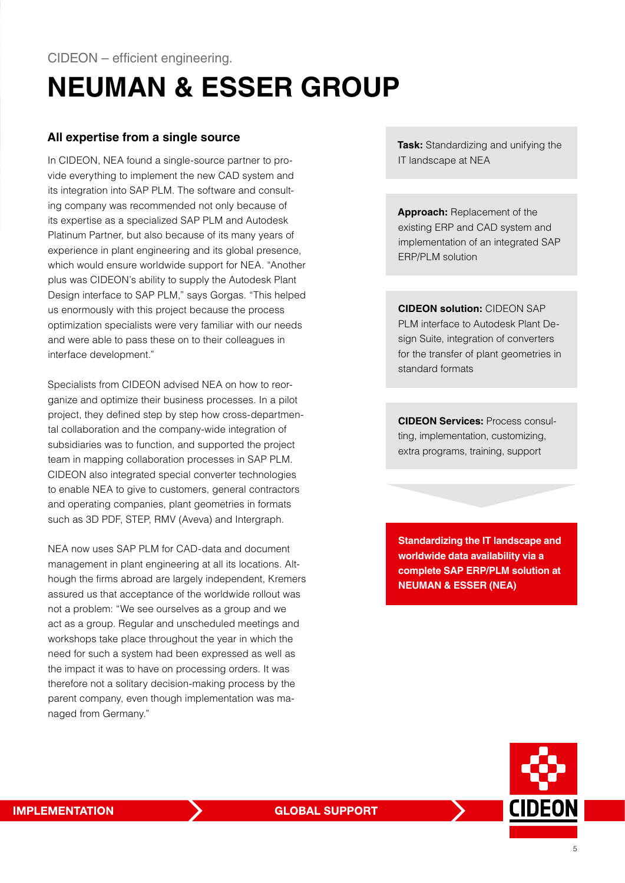CIDEON – efficient engineering.

# NEUMAN & ESSER GROUP

## All expertise from a single source

In CIDEON, NEA found a single-source partner to provide everything to implement the new CAD system and its integration into SAP PLM. The software and consulting company was recommended not only because of its expertise as a specialized SAP PLM and Autodesk Platinum Partner, but also because of its many years of experience in plant engineering and its global presence, which would ensure worldwide support for NEA. "Another plus was CIDEON's ability to supply the Autodesk Plant Design interface to SAP PLM," says Gorgas. "This helped us enormously with this project because the process optimization specialists were very familiar with our needs and were able to pass these on to their colleagues in interface development."

Specialists from CIDEON advised NEA on how to reorganize and optimize their business processes. In a pilot project, they defined step by step how cross-departmental collaboration and the company-wide integration of subsidiaries was to function, and supported the project team in mapping collaboration processes in SAP PLM. CIDEON also integrated special converter technologies to enable NEA to give to customers, general contractors and operating companies, plant geometries in formats such as 3D PDF, STEP, RMV (Aveva) and Intergraph.

NEA now uses SAP PLM for CAD-data and document management in plant engineering at all its locations. Although the firms abroad are largely independent, Kremers assured us that acceptance of the worldwide rollout was not a problem: "We see ourselves as a group and we act as a group. Regular and unscheduled meetings and workshops take place throughout the year in which the need for such a system had been expressed as well as the impact it was to have on processing orders. It was therefore not a solitary decision-making process by the parent company, even though implementation was managed from Germany."

**Task:** Standardizing and unifying the IT landscape at NEA

**Approach:** Replacement of the existing ERP and CAD system and implementation of an integrated SAP ERP/PLM solution

**CIDEON solution:** CIDEON SAP PLM interface to Autodesk Plant Design Suite, integration of converters for the transfer of plant geometries in standard formats

**CIDEON Services:** Process consulting, implementation, customizing, extra programs, training, support

**Standardizing the IT landscape and worldwide data availability via a complete SAP ERP/PLM solution at NEUMAN & ESSER (NEA)**

**IMPLEMENTATION** | **GLOBAL SUPPORT**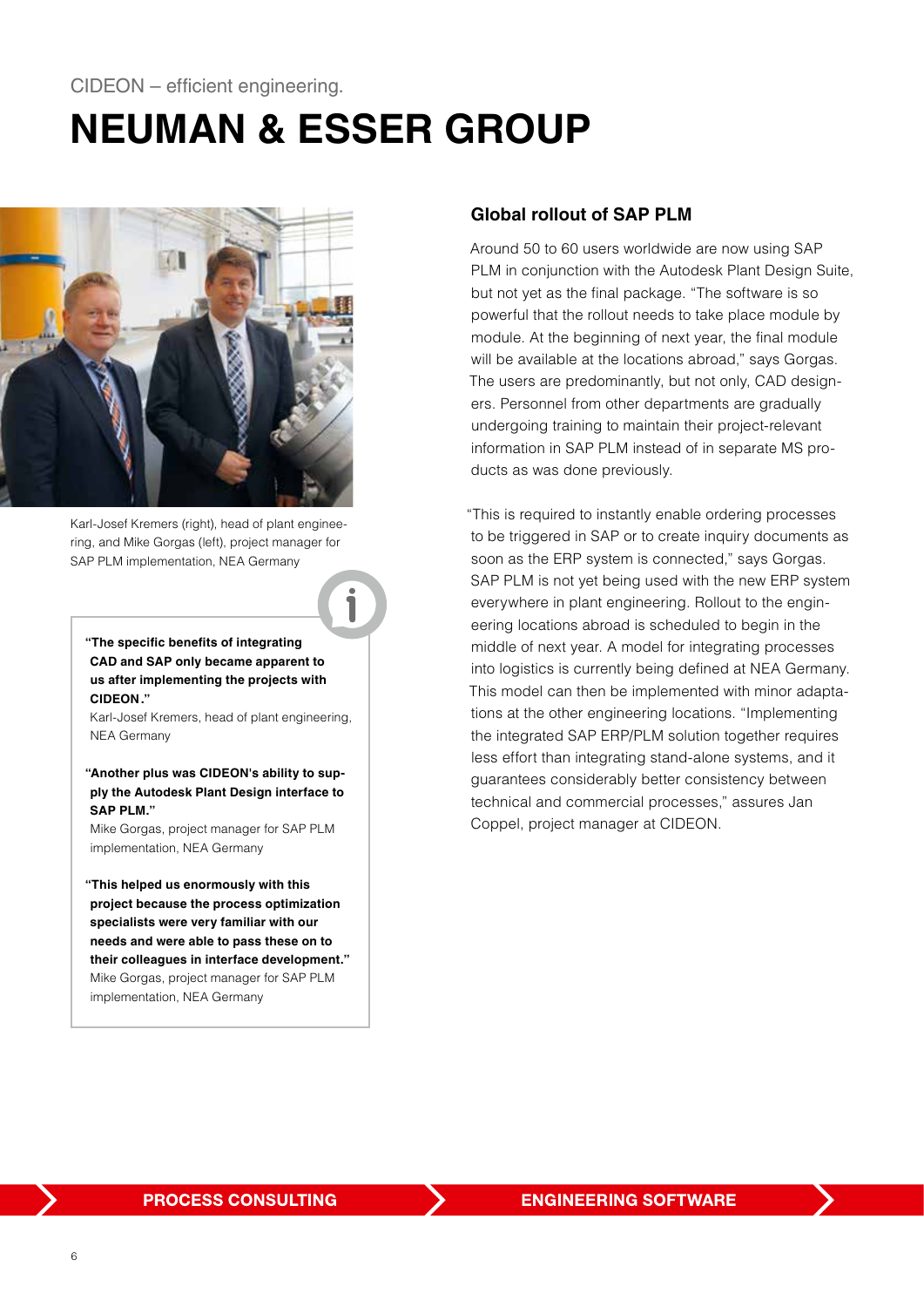CIDEON – efficient engineering.

# NEUMAN & ESSER GROUP

Karl-Josef Kremers (right), head of plant engineering, and Mike Gorgas (left), project manager for SAP PLM implementation, NEA Germany

**"The specific benefits of integrating CAD and SAP only became apparent to us after implementing the projects with CIDEON."**
Karl-Josef Kremers, head of plant engineering, NEA Germany

**"Another plus was CIDEON's ability to supply the Autodesk Plant Design interface to SAP PLM."**
Mike Gorgas, project manager for SAP PLM implementation, NEA Germany

**"This helped us enormously with this project because the process optimization specialists were very familiar with our needs and were able to pass these on to their colleagues in interface development."**
Mike Gorgas, project manager for SAP PLM implementation, NEA Germany

## Global rollout of SAP PLM

Around 50 to 60 users worldwide are now using SAP PLM in conjunction with the Autodesk Plant Design Suite, but not yet as the final package. "The software is so powerful that the rollout needs to take place module by module. At the beginning of next year, the final module will be available at the locations abroad," says Gorgas. The users are predominantly, but not only, CAD designers. Personnel from other departments are gradually undergoing training to maintain their project-relevant information in SAP PLM instead of in separate MS products as was done previously.

"This is required to instantly enable ordering processes to be triggered in SAP or to create inquiry documents as soon as the ERP system is connected," says Gorgas. SAP PLM is not yet being used with the new ERP system everywhere in plant engineering. Rollout to the engineering locations abroad is scheduled to begin in the middle of next year. A model for integrating processes into logistics is currently being defined at NEA Germany. This model can then be implemented with minor adaptations at the other engineering locations. "Implementing the integrated SAP ERP/PLM solution together requires less effort than integrating stand-alone systems, and it guarantees considerably better consistency between technical and commercial processes," assures Jan Coppel, project manager at CIDEON.

PROCESS CONSULTING | ENGINEERING SOFTWARE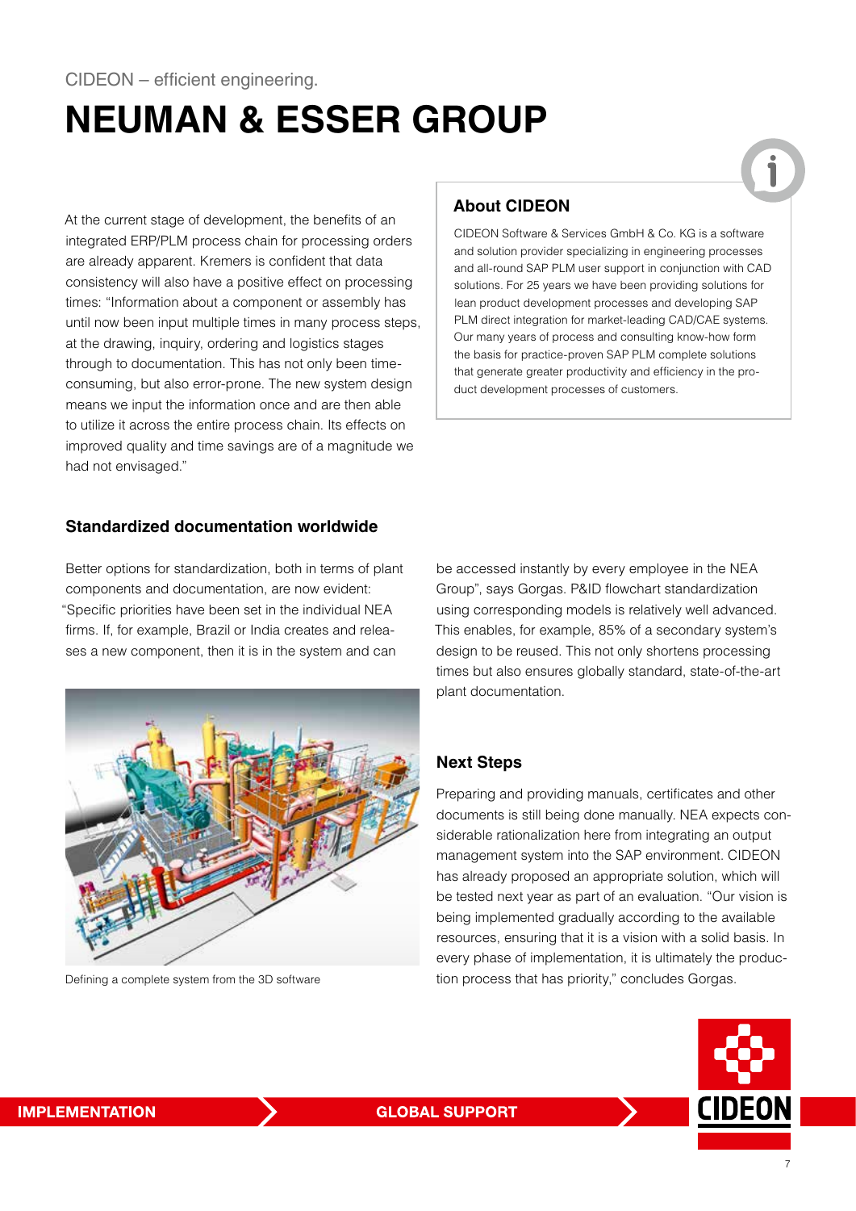CIDEON – efficient engineering.

# NEUMAN & ESSER GROUP

At the current stage of development, the benefits of an integrated ERP/PLM process chain for processing orders are already apparent. Kremers is confident that data consistency will also have a positive effect on processing times: "Information about a component or assembly has until now been input multiple times in many process steps, at the drawing, inquiry, ordering and logistics stages through to documentation. This has not only been time-consuming, but also error-prone. The new system design means we input the information once and are then able to utilize it across the entire process chain. Its effects on improved quality and time savings are of a magnitude we had not envisaged."

### About CIDEON

CIDEON Software & Services GmbH & Co. KG is a software and solution provider specializing in engineering processes and all-round SAP PLM user support in conjunction with CAD solutions. For 25 years we have been providing solutions for lean product development processes and developing SAP PLM direct integration for market-leading CAD/CAE systems. Our many years of process and consulting know-how form the basis for practice-proven SAP PLM complete solutions that generate greater productivity and efficiency in the product development processes of customers.

## Standardized documentation worldwide

Better options for standardization, both in terms of plant components and documentation, are now evident: "Specific priorities have been set in the individual NEA firms. If, for example, Brazil or India creates and releases a new component, then it is in the system and can be accessed instantly by every employee in the NEA Group", says Gorgas. P&ID flowchart standardization using corresponding models is relatively well advanced. This enables, for example, 85% of a secondary system's design to be reused. This not only shortens processing times but also ensures globally standard, state-of-the-art plant documentation.

Defining a complete system from the 3D software

## Next Steps

Preparing and providing manuals, certificates and other documents is still being done manually. NEA expects considerable rationalization here from integrating an output management system into the SAP environment. CIDEON has already proposed an appropriate solution, which will be tested next year as part of an evaluation. "Our vision is being implemented gradually according to the available resources, ensuring that it is a vision with a solid basis. In every phase of implementation, it is ultimately the production process that has priority," concludes Gorgas.

IMPLEMENTATION GLOBAL SUPPORT

CIDEON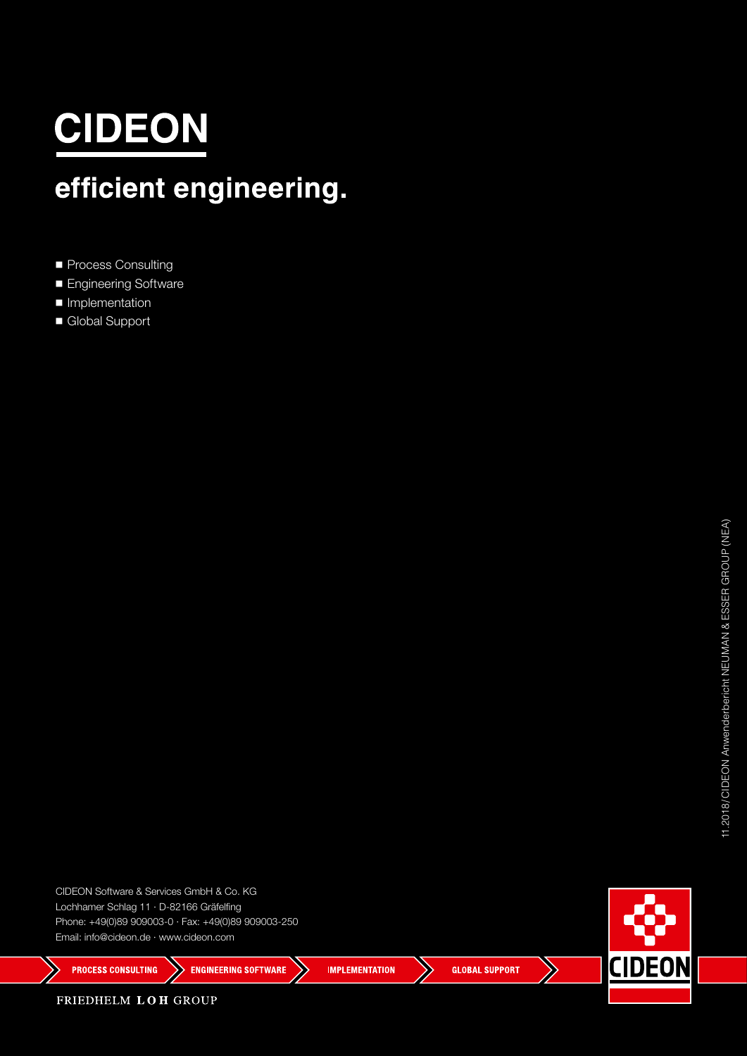# CIDEON

## efficient engineering.

- Process Consulting
- Engineering Software
- Implementation
- Global Support

11.2018/CIDEON Anwenderbericht NEUMAN & ESSER GROUP (NEA)

CIDEON Software & Services GmbH & Co. KG
Lochhamer Schlag 11 · D-82166 Gräfelfing
Phone: +49(0)89 909003-0 · Fax: +49(0)89 909003-250
Email: info@cideon.de · www.cideon.com

PROCESS CONSULTING · ENGINEERING SOFTWARE · IMPLEMENTATION · GLOBAL SUPPORT

CIDEON

FRIEDHELM LOH GROUP